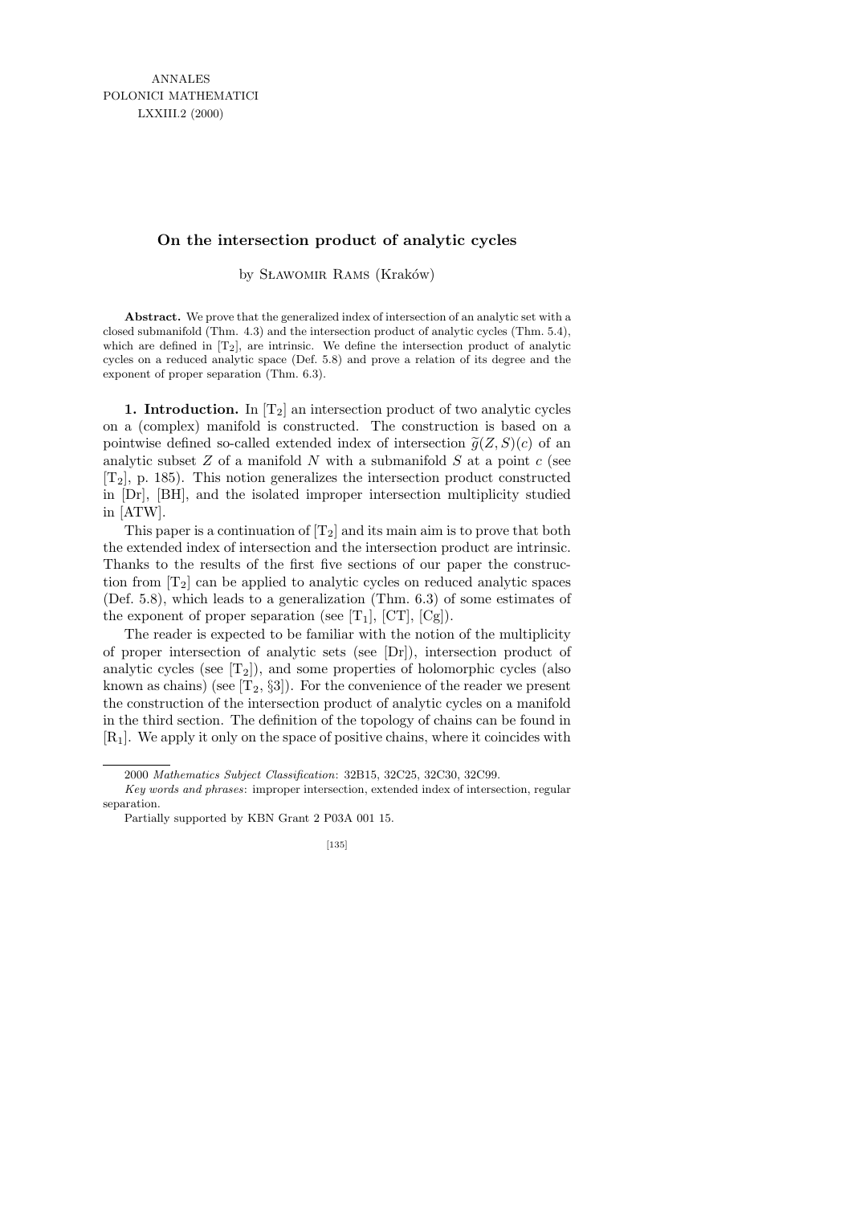# On the intersection product of analytic cycles

by Sławomir Rams (Kraków)

**Abstract.** We prove that the generalized index of intersection of an analytic set with a closed submanifold (Thm. 4.3) and the intersection product of analytic cycles (Thm. 5.4), which are defined in [$T_2$], are intrinsic. We define the intersection product of analytic cycles on a reduced analytic space (Def. 5.8) and prove a relation of its degree and the exponent of proper separation (Thm. 6.3).

**1. Introduction.** In [$T_2$] an intersection product of two analytic cycles on a (complex) manifold is constructed. The construction is based on a pointwise defined so-called extended index of intersection $\widetilde{g}(Z,S)(c)$ of an analytic subset $Z$ of a manifold $N$ with a submanifold $S$ at a point $c$ (see [$T_2$], p. 185). This notion generalizes the intersection product constructed in [Dr], [BH], and the isolated improper intersection multiplicity studied in [ATW].

This paper is a continuation of [$T_2$] and its main aim is to prove that both the extended index of intersection and the intersection product are intrinsic. Thanks to the results of the first five sections of our paper the construction from [$T_2$] can be applied to analytic cycles on reduced analytic spaces (Def. 5.8), which leads to a generalization (Thm. 6.3) of some estimates of the exponent of proper separation (see [$T_1$], [CT], [Cg]).

The reader is expected to be familiar with the notion of the multiplicity of proper intersection of analytic sets (see [Dr]), intersection product of analytic cycles (see [$T_2$]), and some properties of holomorphic cycles (also known as chains) (see [$T_2$, §3]). For the convenience of the reader we present the construction of the intersection product of analytic cycles on a manifold in the third section. The definition of the topology of chains can be found in [$R_1$]. We apply it only on the space of positive chains, where it coincides with

---

2000 *Mathematics Subject Classification*: 32B15, 32C25, 32C30, 32C99.

*Key words and phrases*: improper intersection, extended index of intersection, regular separation.

Partially supported by KBN Grant 2 P03A 001 15.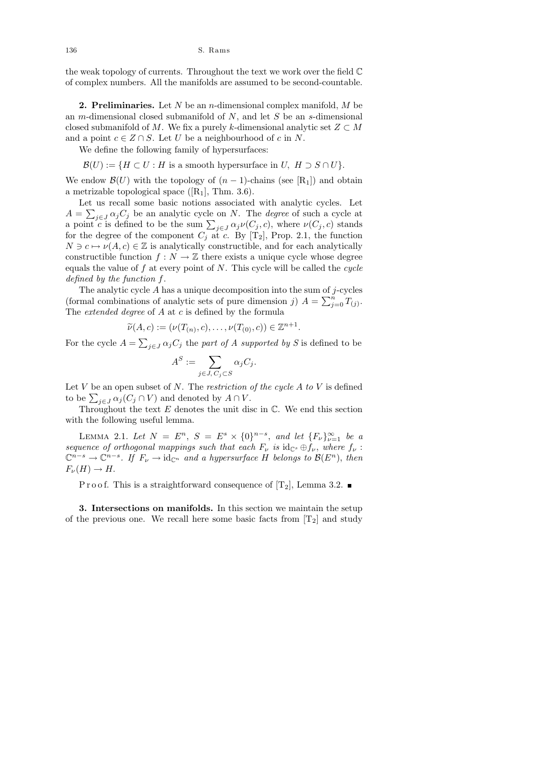the weak topology of currents. Throughout the text we work over the field $\mathbb{C}$ of complex numbers. All the manifolds are assumed to be second-countable.

**2. Preliminaries.** Let $N$ be an $n$-dimensional complex manifold, $M$ be an $m$-dimensional closed submanifold of $N$, and let $S$ be an $s$-dimensional closed submanifold of $M$. We fix a purely $k$-dimensional analytic set $Z \subset M$ and a point $c \in Z \cap S$. Let $U$ be a neighbourhood of $c$ in $N$.

We define the following family of hypersurfaces:

$$\mathcal{B}(U) := \{H \subset U : H \text{ is a smooth hypersurface in } U,\ H \supset S \cap U\}.$$

We endow $\mathcal{B}(U)$ with the topology of $(n-1)$-chains (see [R$_1$]) and obtain a metrizable topological space ([R$_1$], Thm. 3.6).

Let us recall some basic notions associated with analytic cycles. Let $A = \sum_{j \in J} \alpha_j C_j$ be an analytic cycle on $N$. The *degree* of such a cycle at a point $c$ is defined to be the sum $\sum_{j \in J} \alpha_j \nu(C_j, c)$, where $\nu(C_j, c)$ stands for the degree of the component $C_j$ at $c$. By [T$_2$], Prop. 2.1, the function $N \ni c \mapsto \nu(A, c) \in \mathbb{Z}$ is analytically constructible, and for each analytically constructible function $f : N \to \mathbb{Z}$ there exists a unique cycle whose degree equals the value of $f$ at every point of $N$. This cycle will be called the *cycle defined by the function* $f$.

The analytic cycle $A$ has a unique decomposition into the sum of $j$-cycles (formal combinations of analytic sets of pure dimension $j$) $A = \sum_{j=0}^{n} T_{(j)}$. The *extended degree* of $A$ at $c$ is defined by the formula

$$\widetilde{\nu}(A, c) := (\nu(T_{(n)}, c), \ldots, \nu(T_{(0)}, c)) \in \mathbb{Z}^{n+1}.$$

For the cycle $A = \sum_{j \in J} \alpha_j C_j$ the *part of $A$ supported by $S$* is defined to be

$$A^S := \sum_{j \in J,\, C_j \subset S} \alpha_j C_j.$$

Let $V$ be an open subset of $N$. The *restriction of the cycle $A$ to $V$* is defined to be $\sum_{j \in J} \alpha_j (C_j \cap V)$ and denoted by $A \cap V$.

Throughout the text $E$ denotes the unit disc in $\mathbb{C}$. We end this section with the following useful lemma.

Lemma 2.1. *Let $N = E^n$, $S = E^s \times \{0\}^{n-s}$, and let $\{F_\nu\}_{\nu=1}^{\infty}$ be a sequence of orthogonal mappings such that each $F_\nu$ is $\mathrm{id}_{\mathbb{C}^s} \oplus f_\nu$, where $f_\nu : \mathbb{C}^{n-s} \to \mathbb{C}^{n-s}$. If $F_\nu \to \mathrm{id}_{\mathbb{C}^n}$ and a hypersurface $H$ belongs to $\mathcal{B}(E^n)$, then $F_\nu(H) \to H$.*

Proof. This is a straightforward consequence of [T$_2$], Lemma 3.2. ∎

**3. Intersections on manifolds.** In this section we maintain the setup of the previous one. We recall here some basic facts from [T$_2$] and study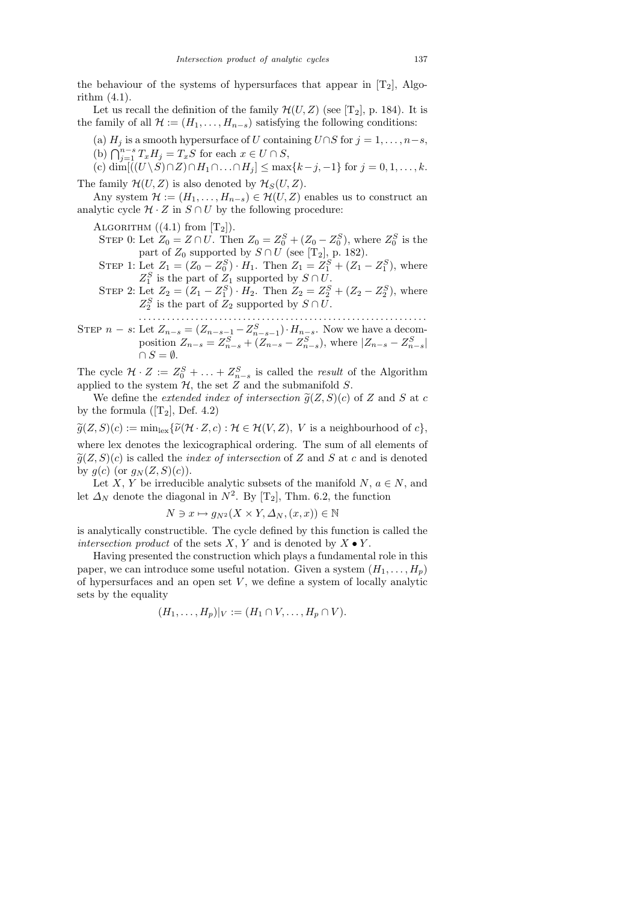the behaviour of the systems of hypersurfaces that appear in [T$_2$], Algorithm (4.1).

Let us recall the definition of the family $\mathcal{H}(U,Z)$ (see [T$_2$], p. 184). It is the family of all $\mathcal{H} := (H_1,\ldots,H_{n-s})$ satisfying the following conditions:

(a) $H_j$ is a smooth hypersurface of $U$ containing $U\cap S$ for $j=1,\ldots,n-s$,
(b) $\bigcap_{j=1}^{n-s} T_x H_j = T_x S$ for each $x\in U\cap S$,
(c) $\dim[((U\setminus S)\cap Z)\cap H_1\cap\ldots\cap H_j] \le \max\{k-j,-1\}$ for $j=0,1,\ldots,k$.

The family $\mathcal{H}(U,Z)$ is also denoted by $\mathcal{H}_S(U,Z)$.

Any system $\mathcal{H} := (H_1,\ldots,H_{n-s}) \in \mathcal{H}(U,Z)$ enables us to construct an analytic cycle $\mathcal{H}\cdot Z$ in $S\cap U$ by the following procedure:

Algorithm ((4.1) from [T$_2$]).

Step 0: Let $Z_0 = Z\cap U$. Then $Z_0 = Z_0^S + (Z_0 - Z_0^S)$, where $Z_0^S$ is the part of $Z_0$ supported by $S\cap U$ (see [T$_2$], p. 182).

Step 1: Let $Z_1 = (Z_0 - Z_0^S)\cdot H_1$. Then $Z_1 = Z_1^S + (Z_1 - Z_1^S)$, where $Z_1^S$ is the part of $Z_1$ supported by $S\cap U$.

Step 2: Let $Z_2 = (Z_1 - Z_1^S)\cdot H_2$. Then $Z_2 = Z_2^S + (Z_2 - Z_2^S)$, where $Z_2^S$ is the part of $Z_2$ supported by $S\cap U$.

..............................................................

Step $n-s$: Let $Z_{n-s} = (Z_{n-s-1} - Z_{n-s-1}^S)\cdot H_{n-s}$. Now we have a decomposition $Z_{n-s} = Z_{n-s}^S + (Z_{n-s} - Z_{n-s}^S)$, where $|Z_{n-s} - Z_{n-s}^S| \cap S = \emptyset$.

The cycle $\mathcal{H}\cdot Z := Z_0^S + \ldots + Z_{n-s}^S$ is called the *result* of the Algorithm applied to the system $\mathcal{H}$, the set $Z$ and the submanifold $S$.

We define the *extended index of intersection* $\widetilde{g}(Z,S)(c)$ of $Z$ and $S$ at $c$ by the formula ([T$_2$], Def. 4.2)

$$\widetilde{g}(Z,S)(c) := \min\nolimits_{\mathrm{lex}}\{\widetilde{\nu}(\mathcal{H}\cdot Z, c) : \mathcal{H}\in\mathcal{H}(V,Z),\ V \text{ is a neighbourhood of } c\},$$

where lex denotes the lexicographical ordering. The sum of all elements of $\widetilde{g}(Z,S)(c)$ is called the *index of intersection* of $Z$ and $S$ at $c$ and is denoted by $g(c)$ (or $g_N(Z,S)(c)$).

Let $X$, $Y$ be irreducible analytic subsets of the manifold $N$, $a\in N$, and let $\Delta_N$ denote the diagonal in $N^2$. By [T$_2$], Thm. 6.2, the function

$$N \ni x \mapsto g_{N^2}(X\times Y, \Delta_N, (x,x)) \in \mathbb{N}$$

is analytically constructible. The cycle defined by this function is called the *intersection product* of the sets $X$, $Y$ and is denoted by $X\bullet Y$.

Having presented the construction which plays a fundamental role in this paper, we can introduce some useful notation. Given a system $(H_1,\ldots,H_p)$ of hypersurfaces and an open set $V$, we define a system of locally analytic sets by the equality

$$(H_1,\ldots,H_p)|_V := (H_1\cap V,\ldots,H_p\cap V).$$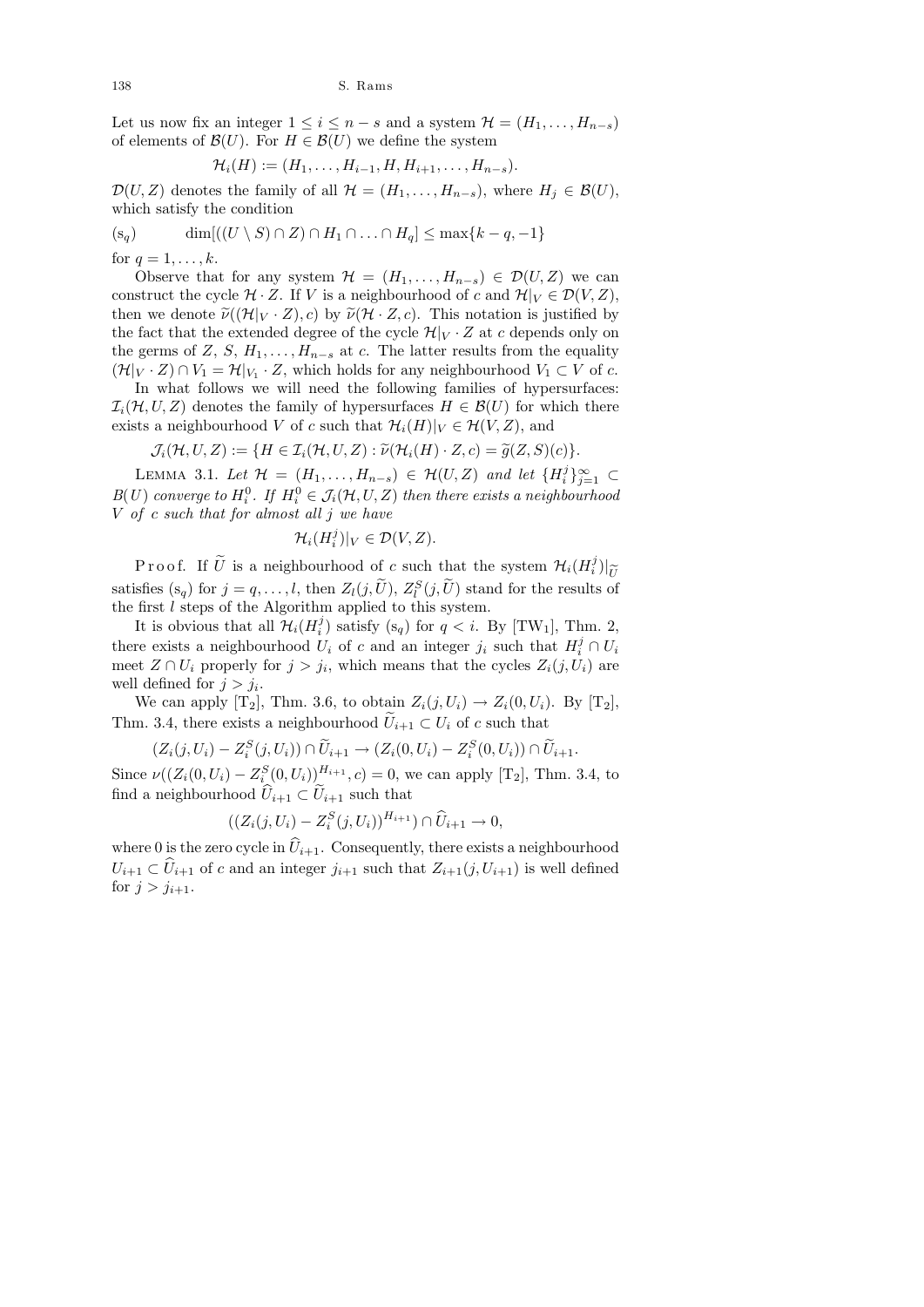Let us now fix an integer $1 \le i \le n-s$ and a system $\mathcal{H} = (H_1, \ldots, H_{n-s})$ of elements of $\mathcal{B}(U)$. For $H \in \mathcal{B}(U)$ we define the system

$$\mathcal{H}_i(H) := (H_1, \ldots, H_{i-1}, H, H_{i+1}, \ldots, H_{n-s}).$$

$\mathcal{D}(U, Z)$ denotes the family of all $\mathcal{H} = (H_1, \ldots, H_{n-s})$, where $H_j \in \mathcal{B}(U)$, which satisfy the condition

$$(\mathrm{s}_q) \qquad \dim[((U \setminus S) \cap Z) \cap H_1 \cap \ldots \cap H_q] \le \max\{k - q, -1\}$$

for $q = 1, \ldots, k$.

Observe that for any system $\mathcal{H} = (H_1, \ldots, H_{n-s}) \in \mathcal{D}(U, Z)$ we can construct the cycle $\mathcal{H} \cdot Z$. If $V$ is a neighbourhood of $c$ and $\mathcal{H}|_V \in \mathcal{D}(V, Z)$, then we denote $\widetilde{\nu}((\mathcal{H}|_V \cdot Z), c)$ by $\widetilde{\nu}(\mathcal{H} \cdot Z, c)$. This notation is justified by the fact that the extended degree of the cycle $\mathcal{H}|_V \cdot Z$ at $c$ depends only on the germs of $Z$, $S$, $H_1, \ldots, H_{n-s}$ at $c$. The latter results from the equality $(\mathcal{H}|_V \cdot Z) \cap V_1 = \mathcal{H}|_{V_1} \cdot Z$, which holds for any neighbourhood $V_1 \subset V$ of $c$.

In what follows we will need the following families of hypersurfaces: $\mathcal{I}_i(\mathcal{H}, U, Z)$ denotes the family of hypersurfaces $H \in \mathcal{B}(U)$ for which there exists a neighbourhood $V$ of $c$ such that $\mathcal{H}_i(H)|_V \in \mathcal{H}(V, Z)$, and

$$\mathcal{J}_i(\mathcal{H}, U, Z) := \{H \in \mathcal{I}_i(\mathcal{H}, U, Z) : \widetilde{\nu}(\mathcal{H}_i(H) \cdot Z, c) = \widetilde{g}(Z, S)(c)\}.$$

Lemma 3.1. *Let $\mathcal{H} = (H_1, \ldots, H_{n-s}) \in \mathcal{H}(U, Z)$ and let $\{H_i^j\}_{j=1}^{\infty} \subset B(U)$ converge to $H_i^0$. If $H_i^0 \in \mathcal{J}_i(\mathcal{H}, U, Z)$ then there exists a neighbourhood $V$ of $c$ such that for almost all $j$ we have*

$$\mathcal{H}_i(H_i^j)|_V \in \mathcal{D}(V, Z).$$

Proof. If $\widetilde{U}$ is a neighbourhood of $c$ such that the system $\mathcal{H}_i(H_i^j)|_{\widetilde{U}}$ satisfies $(\mathrm{s}_q)$ for $j = q, \ldots, l$, then $Z_l(j, \widetilde{U})$, $Z_l^S(j, \widetilde{U})$ stand for the results of the first $l$ steps of the Algorithm applied to this system.

It is obvious that all $\mathcal{H}_i(H_i^j)$ satisfy $(\mathrm{s}_q)$ for $q < i$. By [TW$_1$], Thm. 2, there exists a neighbourhood $U_i$ of $c$ and an integer $j_i$ such that $H_i^j \cap U_i$ meet $Z \cap U_i$ properly for $j > j_i$, which means that the cycles $Z_i(j, U_i)$ are well defined for $j > j_i$.

We can apply [T$_2$], Thm. 3.6, to obtain $Z_i(j, U_i) \to Z_i(0, U_i)$. By [T$_2$], Thm. 3.4, there exists a neighbourhood $\widetilde{U}_{i+1} \subset U_i$ of $c$ such that

$$(Z_i(j, U_i) - Z_i^S(j, U_i)) \cap \widetilde{U}_{i+1} \to (Z_i(0, U_i) - Z_i^S(0, U_i)) \cap \widetilde{U}_{i+1}.$$

Since $\nu((Z_i(0, U_i) - Z_i^S(0, U_i))^{H_{i+1}}, c) = 0$, we can apply [T$_2$], Thm. 3.4, to find a neighbourhood $\widehat{U}_{i+1} \subset \widetilde{U}_{i+1}$ such that

$$((Z_i(j, U_i) - Z_i^S(j, U_i))^{H_{i+1}}) \cap \widehat{U}_{i+1} \to 0,$$

where $0$ is the zero cycle in $\widehat{U}_{i+1}$. Consequently, there exists a neighbourhood $U_{i+1} \subset \widehat{U}_{i+1}$ of $c$ and an integer $j_{i+1}$ such that $Z_{i+1}(j, U_{i+1})$ is well defined for $j > j_{i+1}$.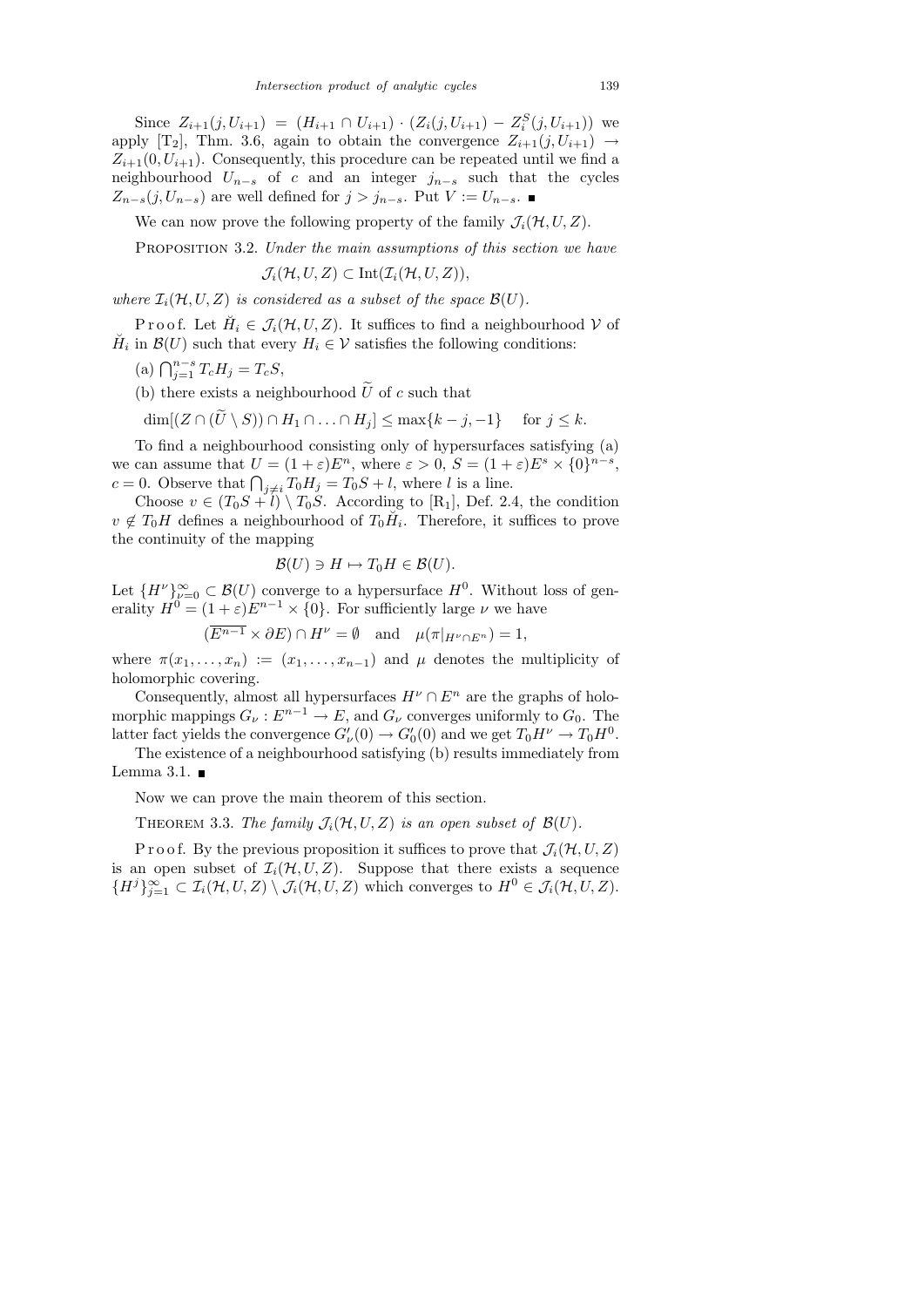Since $Z_{i+1}(j, U_{i+1}) = (H_{i+1} \cap U_{i+1}) \cdot (Z_i(j, U_{i+1}) - Z_i^S(j, U_{i+1}))$ we apply [T$_2$], Thm. 3.6, again to obtain the convergence $Z_{i+1}(j, U_{i+1}) \to Z_{i+1}(0, U_{i+1})$. Consequently, this procedure can be repeated until we find a neighbourhood $U_{n-s}$ of $c$ and an integer $j_{n-s}$ such that the cycles $Z_{n-s}(j, U_{n-s})$ are well defined for $j > j_{n-s}$. Put $V := U_{n-s}$. ∎

We can now prove the following property of the family $\mathcal{J}_i(\mathcal{H}, U, Z)$.

Proposition 3.2. *Under the main assumptions of this section we have*

$$\mathcal{J}_i(\mathcal{H}, U, Z) \subset \operatorname{Int}(\mathcal{I}_i(\mathcal{H}, U, Z)),$$

*where $\mathcal{I}_i(\mathcal{H}, U, Z)$ is considered as a subset of the space $\mathcal{B}(U)$.*

Proof. Let $\check{H}_i \in \mathcal{J}_i(\mathcal{H}, U, Z)$. It suffices to find a neighbourhood $\mathcal{V}$ of $\check{H}_i$ in $\mathcal{B}(U)$ such that every $H_i \in \mathcal{V}$ satisfies the following conditions:

(a) $\bigcap_{j=1}^{n-s} T_c H_j = T_c S$,

(b) there exists a neighbourhood $\widetilde{U}$ of $c$ such that

$$\dim[(Z \cap (\widetilde{U} \setminus S)) \cap H_1 \cap \ldots \cap H_j] \le \max\{k - j, -1\} \quad \text{for } j \le k.$$

To find a neighbourhood consisting only of hypersurfaces satisfying (a) we can assume that $U = (1+\varepsilon)E^n$, where $\varepsilon > 0$, $S = (1+\varepsilon)E^s \times \{0\}^{n-s}$, $c = 0$. Observe that $\bigcap_{j \neq i} T_0 H_j = T_0 S + l$, where $l$ is a line.

Choose $v \in (T_0 S + l) \setminus T_0 S$. According to [R$_1$], Def. 2.4, the condition $v \notin T_0 H$ defines a neighbourhood of $T_0 \check{H}_i$. Therefore, it suffices to prove the continuity of the mapping

$$\mathcal{B}(U) \ni H \mapsto T_0 H \in \mathcal{B}(U).$$

Let $\{H^\nu\}_{\nu=0}^\infty \subset \mathcal{B}(U)$ converge to a hypersurface $H^0$. Without loss of generality $H^0 = (1+\varepsilon)E^{n-1} \times \{0\}$. For sufficiently large $\nu$ we have

$$(\overline{E^{n-1}} \times \partial E) \cap H^\nu = \emptyset \quad \text{and} \quad \mu(\pi|_{H^\nu \cap E^n}) = 1,$$

where $\pi(x_1, \ldots, x_n) := (x_1, \ldots, x_{n-1})$ and $\mu$ denotes the multiplicity of holomorphic covering.

Consequently, almost all hypersurfaces $H^\nu \cap E^n$ are the graphs of holomorphic mappings $G_\nu : E^{n-1} \to E$, and $G_\nu$ converges uniformly to $G_0$. The latter fact yields the convergence $G'_\nu(0) \to G'_0(0)$ and we get $T_0 H^\nu \to T_0 H^0$.

The existence of a neighbourhood satisfying (b) results immediately from Lemma 3.1. ∎

Now we can prove the main theorem of this section.

Theorem 3.3. *The family $\mathcal{J}_i(\mathcal{H}, U, Z)$ is an open subset of $\mathcal{B}(U)$.*

Proof. By the previous proposition it suffices to prove that $\mathcal{J}_i(\mathcal{H}, U, Z)$ is an open subset of $\mathcal{I}_i(\mathcal{H}, U, Z)$. Suppose that there exists a sequence $\{H^j\}_{j=1}^\infty \subset \mathcal{I}_i(\mathcal{H}, U, Z) \setminus \mathcal{J}_i(\mathcal{H}, U, Z)$ which converges to $H^0 \in \mathcal{J}_i(\mathcal{H}, U, Z)$.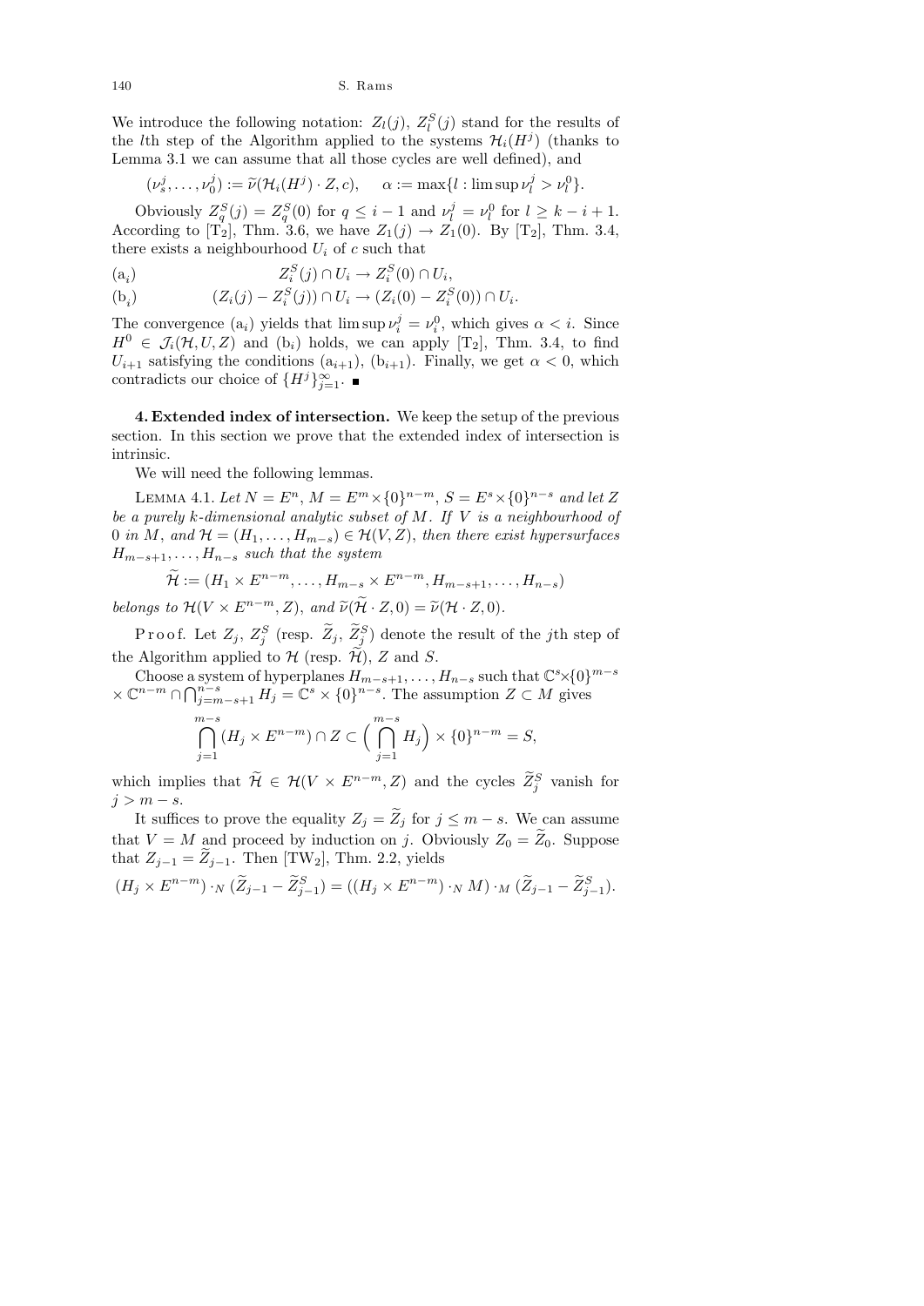We introduce the following notation: $Z_l(j)$, $Z_l^S(j)$ stand for the results of the $l$th step of the Algorithm applied to the systems $\mathcal{H}_i(H^j)$ (thanks to Lemma 3.1 we can assume that all those cycles are well defined), and

$$(\nu_s^j, \ldots, \nu_0^j) := \widetilde{\nu}(\mathcal{H}_i(H^j) \cdot Z, c), \qquad \alpha := \max\{l : \limsup \nu_l^j > \nu_l^0\}.$$

Obviously $Z_q^S(j) = Z_q^S(0)$ for $q \le i-1$ and $\nu_l^j = \nu_l^0$ for $l \ge k-i+1$. According to [T$_2$], Thm. 3.6, we have $Z_1(j) \to Z_1(0)$. By [T$_2$], Thm. 3.4, there exists a neighbourhood $U_i$ of $c$ such that

$$(\mathrm{a}_i) \qquad Z_i^S(j) \cap U_i \to Z_i^S(0) \cap U_i,$$

$$(\mathrm{b}_i) \qquad (Z_i(j) - Z_i^S(j)) \cap U_i \to (Z_i(0) - Z_i^S(0)) \cap U_i.$$

The convergence $(\mathrm{a}_i)$ yields that $\limsup \nu_i^j = \nu_i^0$, which gives $\alpha < i$. Since $H^0 \in \mathcal{J}_i(\mathcal{H}, U, Z)$ and $(\mathrm{b}_i)$ holds, we can apply [T$_2$], Thm. 3.4, to find $U_{i+1}$ satisfying the conditions $(\mathrm{a}_{i+1})$, $(\mathrm{b}_{i+1})$. Finally, we get $\alpha < 0$, which contradicts our choice of $\{H^j\}_{j=1}^{\infty}$. ∎

**4. Extended index of intersection.** We keep the setup of the previous section. In this section we prove that the extended index of intersection is intrinsic.

We will need the following lemmas.

LEMMA 4.1. *Let $N = E^n$, $M = E^m \times \{0\}^{n-m}$, $S = E^s \times \{0\}^{n-s}$ and let $Z$ be a purely $k$-dimensional analytic subset of $M$. If $V$ is a neighbourhood of $0$ in $M$, and $\mathcal{H} = (H_1, \ldots, H_{m-s}) \in \mathcal{H}(V, Z)$, then there exist hypersurfaces $H_{m-s+1}, \ldots, H_{n-s}$ such that the system*

$$\widetilde{\mathcal{H}} := (H_1 \times E^{n-m}, \ldots, H_{m-s} \times E^{n-m}, H_{m-s+1}, \ldots, H_{n-s})$$

*belongs to $\mathcal{H}(V \times E^{n-m}, Z)$, and $\widetilde{\nu}(\widetilde{\mathcal{H}} \cdot Z, 0) = \widetilde{\nu}(\mathcal{H} \cdot Z, 0)$.*

Proof. Let $Z_j$, $Z_j^S$ (resp. $\widetilde{Z}_j$, $\widetilde{Z}_j^S$) denote the result of the $j$th step of the Algorithm applied to $\mathcal{H}$ (resp. $\widetilde{\mathcal{H}}$), $Z$ and $S$.

Choose a system of hyperplanes $H_{m-s+1}, \ldots, H_{n-s}$ such that $\mathbb{C}^s \times \{0\}^{m-s} \times \mathbb{C}^{n-m} \cap \bigcap_{j=m-s+1}^{n-s} H_j = \mathbb{C}^s \times \{0\}^{n-s}$. The assumption $Z \subset M$ gives

$$\bigcap_{j=1}^{m-s} (H_j \times E^{n-m}) \cap Z \subset \Big(\bigcap_{j=1}^{m-s} H_j\Big) \times \{0\}^{n-m} = S,$$

which implies that $\widetilde{\mathcal{H}} \in \mathcal{H}(V \times E^{n-m}, Z)$ and the cycles $\widetilde{Z}_j^S$ vanish for $j > m-s$.

It suffices to prove the equality $Z_j = \widetilde{Z}_j$ for $j \le m-s$. We can assume that $V = M$ and proceed by induction on $j$. Obviously $Z_0 = \widetilde{Z}_0$. Suppose that $Z_{j-1} = \widetilde{Z}_{j-1}$. Then [TW$_2$], Thm. 2.2, yields

$$(H_j \times E^{n-m}) \cdot_N (\widetilde{Z}_{j-1} - \widetilde{Z}_{j-1}^S) = ((H_j \times E^{n-m}) \cdot_N M) \cdot_M (\widetilde{Z}_{j-1} - \widetilde{Z}_{j-1}^S).$$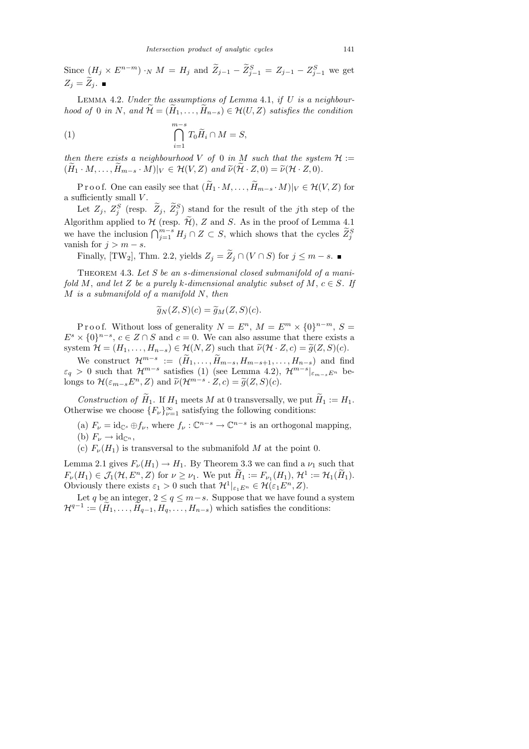Since $(H_j \times E^{n-m}) \cdot_N M = H_j$ and $\widetilde{Z}_{j-1} - \widetilde{Z}^S_{j-1} = Z_{j-1} - Z^S_{j-1}$ we get $Z_j = \widetilde{Z}_j$. ■

LEMMA 4.2. *Under the assumptions of Lemma* 4.1, *if $U$ is a neighbourhood of* 0 *in $N$, and $\widetilde{\mathcal{H}} = (\widetilde{H}_1, \ldots, \widetilde{H}_{n-s}) \in \mathcal{H}(U, Z)$ satisfies the condition*

$$\bigcap_{i=1}^{m-s} T_0 \widetilde{H}_i \cap M = S, \tag{1}$$

*then there exists a neighbourhood $V$ of* 0 *in $M$ such that the system $\mathcal{H} := (\widetilde{H}_1 \cdot M, \ldots, \widetilde{H}_{m-s} \cdot M)|_V \in \mathcal{H}(V, Z)$ and $\widetilde{\nu}(\widetilde{\mathcal{H}} \cdot Z, 0) = \widetilde{\nu}(\mathcal{H} \cdot Z, 0)$.*

Proof. One can easily see that $(\widetilde{H}_1 \cdot M, \ldots, \widetilde{H}_{m-s} \cdot M)|_V \in \mathcal{H}(V, Z)$ for a sufficiently small $V$.

Let $Z_j$, $Z^S_j$ (resp. $\widetilde{Z}_j$, $\widetilde{Z}^S_j$) stand for the result of the $j$th step of the Algorithm applied to $\mathcal{H}$ (resp. $\widetilde{\mathcal{H}}$), $Z$ and $S$. As in the proof of Lemma 4.1 we have the inclusion $\bigcap_{j=1}^{m-s} H_j \cap Z \subset S$, which shows that the cycles $\widetilde{Z}^S_j$ vanish for $j > m - s$.

Finally, [TW$_2$], Thm. 2.2, yields $Z_j = \widetilde{Z}_j \cap (V \cap S)$ for $j \le m - s$. ■

THEOREM 4.3. *Let $S$ be an $s$-dimensional closed submanifold of a manifold $M$, and let $Z$ be a purely $k$-dimensional analytic subset of $M$, $c \in S$. If $M$ is a submanifold of a manifold $N$, then*

$$\widetilde{g}_N(Z, S)(c) = \widetilde{g}_M(Z, S)(c).$$

Proof. Without loss of generality $N = E^n$, $M = E^m \times \{0\}^{n-m}$, $S = E^s \times \{0\}^{n-s}$, $c \in Z \cap S$ and $c = 0$. We can also assume that there exists a system $\mathcal{H} = (H_1, \ldots, H_{n-s}) \in \mathcal{H}(N, Z)$ such that $\widetilde{\nu}(\mathcal{H} \cdot Z, c) = \widetilde{g}(Z, S)(c)$.

We construct $\mathcal{H}^{m-s} := (\widetilde{H}_1, \ldots, \widetilde{H}_{m-s}, H_{m-s+1}, \ldots, H_{n-s})$ and find $\varepsilon_q > 0$ such that $\mathcal{H}^{m-s}$ satisfies (1) (see Lemma 4.2), $\mathcal{H}^{m-s}|_{\varepsilon_{m-s} E^n}$ belongs to $\mathcal{H}(\varepsilon_{m-s} E^n, Z)$ and $\widetilde{\nu}(\mathcal{H}^{m-s} \cdot Z, c) = \widetilde{g}(Z, S)(c)$.

*Construction of $\widetilde{H}_1$.* If $H_1$ meets $M$ at 0 transversally, we put $\widetilde{H}_1 := H_1$. Otherwise we choose $\{F_\nu\}_{\nu=1}^{\infty}$ satisfying the following conditions:

(a) $F_\nu = \mathrm{id}_{\mathbb{C}^s} \oplus f_\nu$, where $f_\nu : \mathbb{C}^{n-s} \to \mathbb{C}^{n-s}$ is an orthogonal mapping,

(b) $F_\nu \to \mathrm{id}_{\mathbb{C}^n}$,

(c) $F_\nu(H_1)$ is transversal to the submanifold $M$ at the point 0.

Lemma 2.1 gives $F_\nu(H_1) \to H_1$. By Theorem 3.3 we can find a $\nu_1$ such that $F_\nu(H_1) \in \mathcal{J}_1(\mathcal{H}, E^n, Z)$ for $\nu \ge \nu_1$. We put $\widetilde{H}_1 := F_{\nu_1}(H_1)$, $\mathcal{H}^1 := \mathcal{H}_1(\widetilde{H}_1)$. Obviously there exists $\varepsilon_1 > 0$ such that $\mathcal{H}^1|_{\varepsilon_1 E^n} \in \mathcal{H}(\varepsilon_1 E^n, Z)$.

Let $q$ be an integer, $2 \le q \le m - s$. Suppose that we have found a system $\mathcal{H}^{q-1} := (\widetilde{H}_1, \ldots, \widetilde{H}_{q-1}, H_q, \ldots, H_{n-s})$ which satisfies the conditions: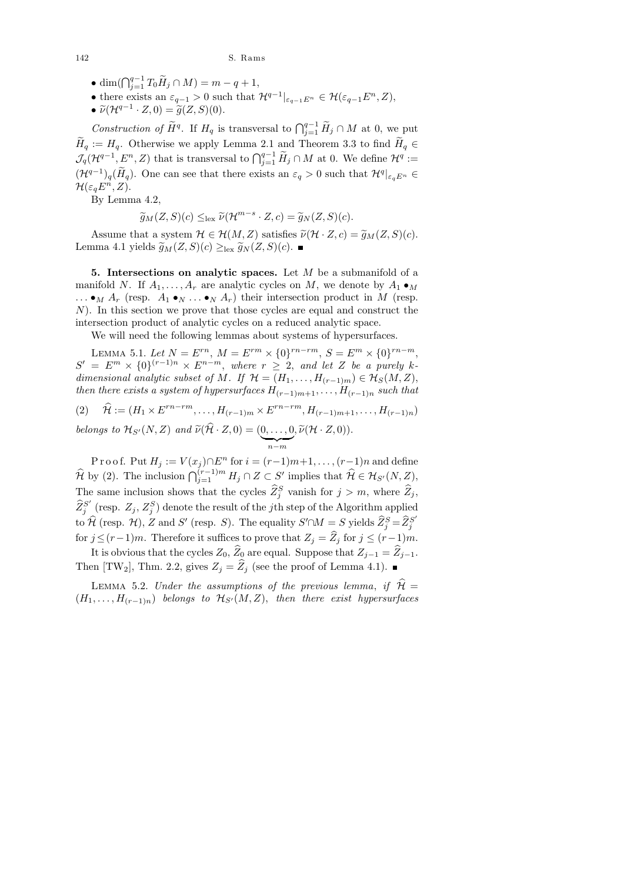- $\dim(\bigcap_{j=1}^{q-1} T_0\widetilde{H}_j \cap M) = m - q + 1$,
- there exists an $\varepsilon_{q-1} > 0$ such that $\mathcal{H}^{q-1}|_{\varepsilon_{q-1}E^n} \in \mathcal{H}(\varepsilon_{q-1}E^n, Z)$,
- $\widetilde{\nu}(\mathcal{H}^{q-1} \cdot Z, 0) = \widetilde{g}(Z, S)(0)$.

*Construction of* $\widetilde{H}^q$. If $H_q$ is transversal to $\bigcap_{j=1}^{q-1} \widetilde{H}_j \cap M$ at 0, we put $\widetilde{H}_q := H_q$. Otherwise we apply Lemma 2.1 and Theorem 3.3 to find $\widetilde{H}_q \in \mathcal{J}_q(\mathcal{H}^{q-1}, E^n, Z)$ that is transversal to $\bigcap_{j=1}^{q-1} \widetilde{H}_j \cap M$ at 0. We define $\mathcal{H}^q := (\mathcal{H}^{q-1})_q(\widetilde{H}_q)$. One can see that there exists an $\varepsilon_q > 0$ such that $\mathcal{H}^q|_{\varepsilon_q E^n} \in \mathcal{H}(\varepsilon_q E^n, Z)$.

By Lemma 4.2,

$$\widetilde{g}_M(Z, S)(c) \leq_{\text{lex}} \widetilde{\nu}(\mathcal{H}^{m-s} \cdot Z, c) = \widetilde{g}_N(Z, S)(c).$$

Assume that a system $\mathcal{H} \in \mathcal{H}(M, Z)$ satisfies $\widetilde{\nu}(\mathcal{H} \cdot Z, c) = \widetilde{g}_M(Z, S)(c)$. Lemma 4.1 yields $\widetilde{g}_M(Z, S)(c) \geq_{\text{lex}} \widetilde{g}_N(Z, S)(c)$. ∎

**5. Intersections on analytic spaces.** Let $M$ be a submanifold of a manifold $N$. If $A_1, \ldots, A_r$ are analytic cycles on $M$, we denote by $A_1 \bullet_M \ldots \bullet_M A_r$ (resp. $A_1 \bullet_N \ldots \bullet_N A_r$) their intersection product in $M$ (resp. $N$). In this section we prove that those cycles are equal and construct the intersection product of analytic cycles on a reduced analytic space.

We will need the following lemmas about systems of hypersurfaces.

Lemma 5.1. *Let* $N = E^{rn}$, $M = E^{rm} \times \{0\}^{rn-rm}$, $S = E^m \times \{0\}^{rn-m}$, $S' = E^m \times \{0\}^{(r-1)n} \times E^{n-m}$, *where* $r \geq 2$, *and let* $Z$ *be a purely* $k$*-dimensional analytic subset of* $M$. *If* $\mathcal{H} = (H_1, \ldots, H_{(r-1)m}) \in \mathcal{H}_S(M, Z)$, *then there exists a system of hypersurfaces* $H_{(r-1)m+1}, \ldots, H_{(r-1)n}$ *such that*

$$(2) \quad \widehat{\mathcal{H}} := (H_1 \times E^{rn-rm}, \ldots, H_{(r-1)m} \times E^{rn-rm}, H_{(r-1)m+1}, \ldots, H_{(r-1)n})$$

*belongs to* $\mathcal{H}_{S'}(N, Z)$ *and* $\widetilde{\nu}(\widehat{\mathcal{H}} \cdot Z, 0) = (\underbrace{0, \ldots, 0}_{n-m}, \widetilde{\nu}(\mathcal{H} \cdot Z, 0))$.

Proof. Put $H_j := V(x_j) \cap E^n$ for $i = (r-1)m+1, \ldots, (r-1)n$ and define $\widehat{\mathcal{H}}$ by (2). The inclusion $\bigcap_{j=1}^{(r-1)m} H_j \cap Z \subset S'$ implies that $\widehat{\mathcal{H}} \in \mathcal{H}_{S'}(N, Z)$. The same inclusion shows that the cycles $\widehat{Z}_j^S$ vanish for $j > m$, where $\widehat{Z}_j$, $\widehat{Z}_j^{S'}$ (resp. $Z_j$, $Z_j^S$) denote the result of the $j$th step of the Algorithm applied to $\widehat{\mathcal{H}}$ (resp. $\mathcal{H}$), $Z$ and $S'$ (resp. $S$). The equality $S' \cap M = S$ yields $\widehat{Z}_j^S = \widehat{Z}_j^{S'}$ for $j \leq (r-1)m$. Therefore it suffices to prove that $Z_j = \widehat{Z}_j$ for $j \leq (r-1)m$.

It is obvious that the cycles $Z_0$, $\widehat{Z}_0$ are equal. Suppose that $Z_{j-1} = \widehat{Z}_{j-1}$. Then [TW₂], Thm. 2.2, gives $Z_j = \widehat{Z}_j$ (see the proof of Lemma 4.1). ∎

Lemma 5.2. *Under the assumptions of the previous lemma, if* $\widehat{\mathcal{H}} = (H_1, \ldots, H_{(r-1)n})$ *belongs to* $\mathcal{H}_{S'}(M, Z)$, *then there exist hypersurfaces*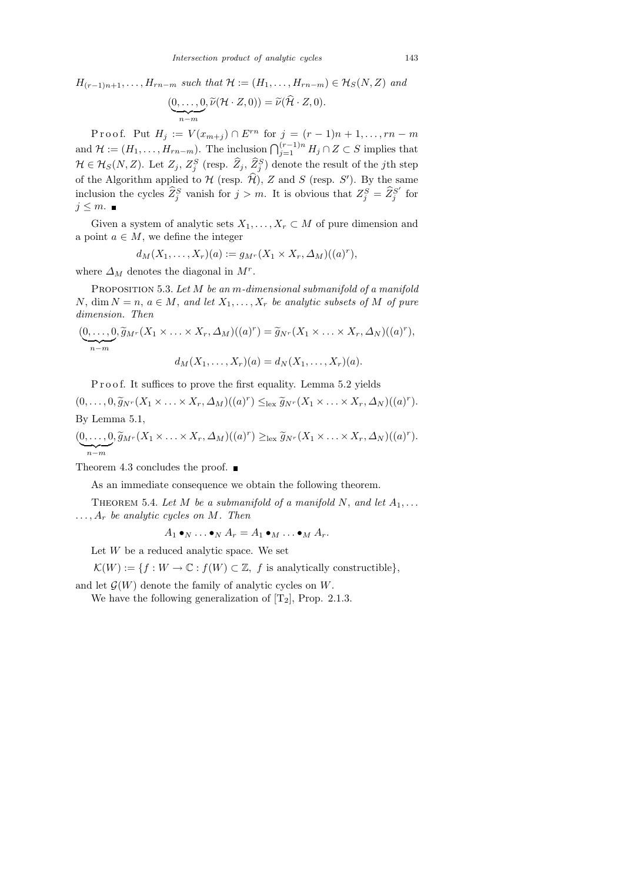$H_{(r-1)n+1}, \ldots, H_{rn-m}$ *such that* $\mathcal{H} := (H_1, \ldots, H_{rn-m}) \in \mathcal{H}_S(N, Z)$ *and*

$$(\underbrace{0, \ldots, 0}_{n-m}, \widetilde{\nu}(\mathcal{H} \cdot Z, 0)) = \widetilde{\nu}(\widehat{\mathcal{H}} \cdot Z, 0).$$

Proof. Put $H_j := V(x_{m+j}) \cap E^{rn}$ for $j = (r-1)n + 1, \ldots, rn - m$ and $\mathcal{H} := (H_1, \ldots, H_{rn-m})$. The inclusion $\bigcap_{j=1}^{(r-1)n} H_j \cap Z \subset S$ implies that $\mathcal{H} \in \mathcal{H}_S(N, Z)$. Let $Z_j$, $Z_j^S$ (resp. $\widehat{Z}_j$, $\widehat{Z}_j^S$) denote the result of the $j$th step of the Algorithm applied to $\mathcal{H}$ (resp. $\widehat{\mathcal{H}}$), $Z$ and $S$ (resp. $S'$). By the same inclusion the cycles $\widehat{Z}_j^S$ vanish for $j > m$. It is obvious that $Z_j^S = \widehat{Z}_j^{S'}$ for $j \leq m$. ■

Given a system of analytic sets $X_1, \ldots, X_r \subset M$ of pure dimension and a point $a \in M$, we define the integer

$$d_M(X_1, \ldots, X_r)(a) := g_{M^r}(X_1 \times X_r, \Delta_M)((a)^r),$$

where $\Delta_M$ denotes the diagonal in $M^r$.

Proposition 5.3. *Let $M$ be an $m$-dimensional submanifold of a manifold $N$, $\dim N = n$, $a \in M$, and let $X_1, \ldots, X_r$ be analytic subsets of $M$ of pure dimension. Then*

$$(\underbrace{0, \ldots, 0}_{n-m}, \widetilde{g}_{M^r}(X_1 \times \ldots \times X_r, \Delta_M)((a)^r) = \widetilde{g}_{N^r}(X_1 \times \ldots \times X_r, \Delta_N)((a)^r),$$

$$d_M(X_1, \ldots, X_r)(a) = d_N(X_1, \ldots, X_r)(a).$$

Proof. It suffices to prove the first equality. Lemma 5.2 yields

$$(0, \ldots, 0, \widetilde{g}_{N^r}(X_1 \times \ldots \times X_r, \Delta_M)((a)^r) \leq_{\text{lex}} \widetilde{g}_{N^r}(X_1 \times \ldots \times X_r, \Delta_N)((a)^r).$$

By Lemma 5.1,

$$(\underbrace{0, \ldots, 0}_{n-m}, \widetilde{g}_{M^r}(X_1 \times \ldots \times X_r, \Delta_M)((a)^r) \geq_{\text{lex}} \widetilde{g}_{N^r}(X_1 \times \ldots \times X_r, \Delta_N)((a)^r).$$

Theorem 4.3 concludes the proof. ■

As an immediate consequence we obtain the following theorem.

Theorem 5.4. *Let $M$ be a submanifold of a manifold $N$, and let $A_1, \ldots, A_r$ be analytic cycles on $M$. Then*

$$A_1 \bullet_N \ldots \bullet_N A_r = A_1 \bullet_M \ldots \bullet_M A_r.$$

Let $W$ be a reduced analytic space. We set

$$\mathcal{K}(W) := \{f : W \to \mathbb{C} : f(W) \subset \mathbb{Z},\ f \text{ is analytically constructible}\},$$

and let $\mathcal{G}(W)$ denote the family of analytic cycles on $W$.

We have the following generalization of [T$_2$], Prop. 2.1.3.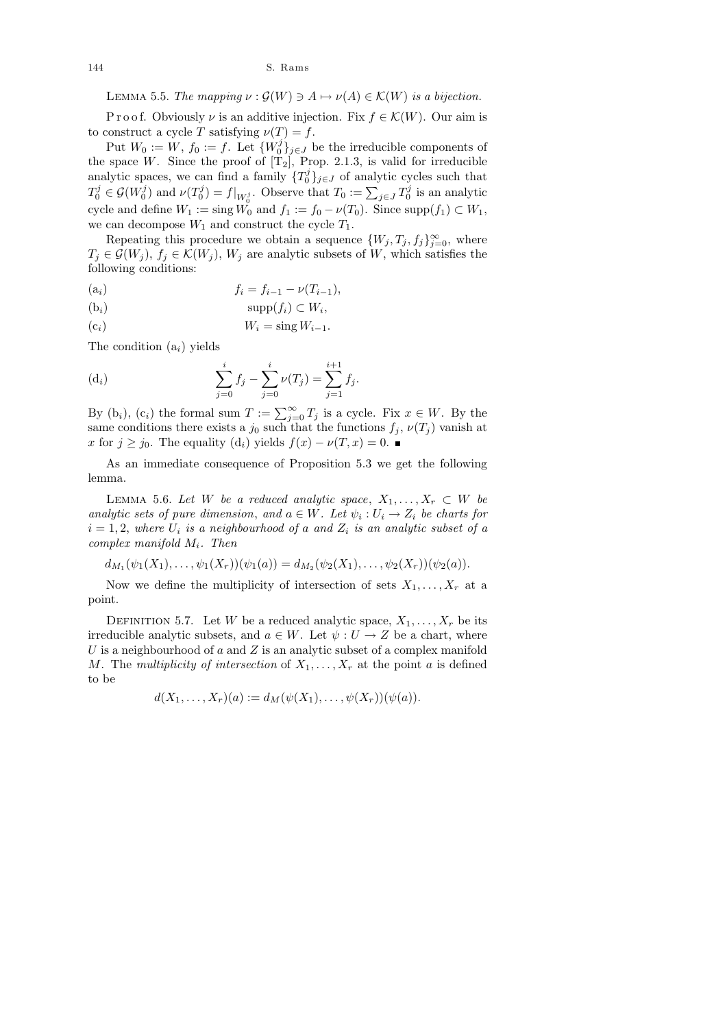**Lemma 5.5.** *The mapping $\nu : \mathcal{G}(W) \ni A \mapsto \nu(A) \in \mathcal{K}(W)$ is a bijection.*

Proof. Obviously $\nu$ is an additive injection. Fix $f \in \mathcal{K}(W)$. Our aim is to construct a cycle $T$ satisfying $\nu(T) = f$.

Put $W_0 := W$, $f_0 := f$. Let $\{W_0^j\}_{j\in J}$ be the irreducible components of the space $W$. Since the proof of [T$_2$], Prop. 2.1.3, is valid for irreducible analytic spaces, we can find a family $\{T_0^j\}_{j\in J}$ of analytic cycles such that $T_0^j \in \mathcal{G}(W_0^j)$ and $\nu(T_0^j) = f|_{W_0^j}$. Observe that $T_0 := \sum_{j\in J} T_0^j$ is an analytic cycle and define $W_1 := \operatorname{sing} W_0$ and $f_1 := f_0 - \nu(T_0)$. Since $\operatorname{supp}(f_1) \subset W_1$, we can decompose $W_1$ and construct the cycle $T_1$.

Repeating this procedure we obtain a sequence $\{W_j, T_j, f_j\}_{j=0}^{\infty}$, where $T_j \in \mathcal{G}(W_j)$, $f_j \in \mathcal{K}(W_j)$, $W_j$ are analytic subsets of $W$, which satisfies the following conditions:

$$(\mathrm{a}_i) \qquad f_i = f_{i-1} - \nu(T_{i-1}),$$

$$(\mathrm{b}_i) \qquad \operatorname{supp}(f_i) \subset W_i,$$

$$(\mathrm{c}_i) \qquad W_i = \operatorname{sing} W_{i-1}.$$

The condition (a$_i$) yields

$$(\mathrm{d}_i) \qquad \sum_{j=0}^{i} f_j - \sum_{j=0}^{i} \nu(T_j) = \sum_{j=1}^{i+1} f_j.$$

By (b$_i$), (c$_i$) the formal sum $T := \sum_{j=0}^{\infty} T_j$ is a cycle. Fix $x \in W$. By the same conditions there exists a $j_0$ such that the functions $f_j$, $\nu(T_j)$ vanish at $x$ for $j \geq j_0$. The equality (d$_i$) yields $f(x) - \nu(T, x) = 0$. ∎

As an immediate consequence of Proposition 5.3 we get the following lemma.

**Lemma 5.6.** *Let $W$ be a reduced analytic space, $X_1, \ldots, X_r \subset W$ be analytic sets of pure dimension, and $a \in W$. Let $\psi_i : U_i \to Z_i$ be charts for $i = 1, 2$, where $U_i$ is a neighbourhood of $a$ and $Z_i$ is an analytic subset of a complex manifold $M_i$. Then*

$$d_{M_1}(\psi_1(X_1), \ldots, \psi_1(X_r))(\psi_1(a)) = d_{M_2}(\psi_2(X_1), \ldots, \psi_2(X_r))(\psi_2(a)).$$

Now we define the multiplicity of intersection of sets $X_1, \ldots, X_r$ at a point.

**Definition 5.7.** Let $W$ be a reduced analytic space, $X_1, \ldots, X_r$ be its irreducible analytic subsets, and $a \in W$. Let $\psi : U \to Z$ be a chart, where $U$ is a neighbourhood of $a$ and $Z$ is an analytic subset of a complex manifold $M$. The *multiplicity of intersection* of $X_1, \ldots, X_r$ at the point $a$ is defined to be

$$d(X_1, \ldots, X_r)(a) := d_M(\psi(X_1), \ldots, \psi(X_r))(\psi(a)).$$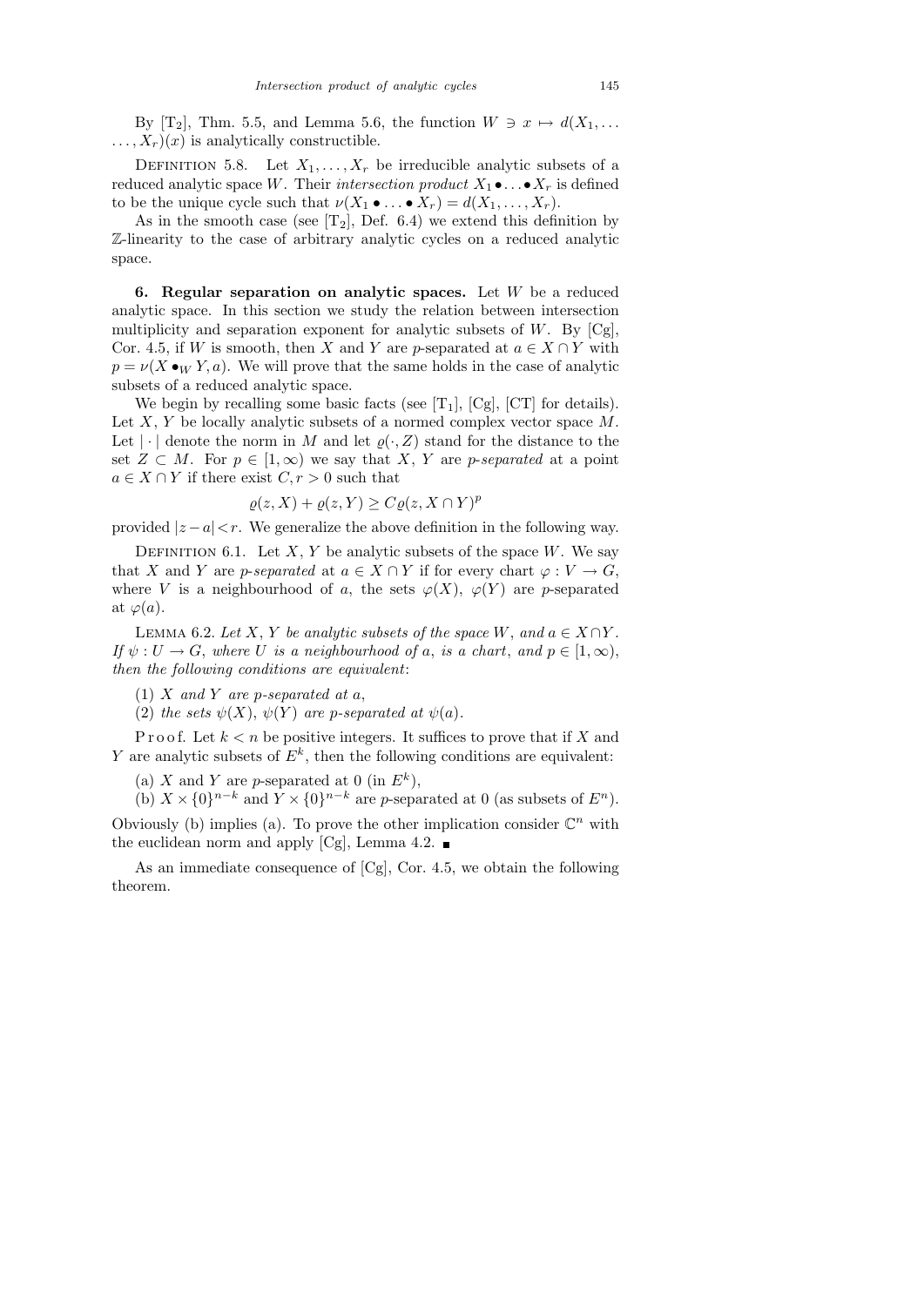By [T$_2$], Thm. 5.5, and Lemma 5.6, the function $W \ni x \mapsto d(X_1, \ldots, X_r)(x)$ is analytically constructible.

Definition 5.8. Let $X_1, \ldots, X_r$ be irreducible analytic subsets of a reduced analytic space $W$. Their *intersection product* $X_1 \bullet \ldots \bullet X_r$ is defined to be the unique cycle such that $\nu(X_1 \bullet \ldots \bullet X_r) = d(X_1, \ldots, X_r)$.

As in the smooth case (see [T$_2$], Def. 6.4) we extend this definition by $\mathbb{Z}$-linearity to the case of arbitrary analytic cycles on a reduced analytic space.

**6. Regular separation on analytic spaces.** Let $W$ be a reduced analytic space. In this section we study the relation between intersection multiplicity and separation exponent for analytic subsets of $W$. By [Cg], Cor. 4.5, if $W$ is smooth, then $X$ and $Y$ are $p$-separated at $a \in X \cap Y$ with $p = \nu(X \bullet_W Y, a)$. We will prove that the same holds in the case of analytic subsets of a reduced analytic space.

We begin by recalling some basic facts (see [T$_1$], [Cg], [CT] for details). Let $X$, $Y$ be locally analytic subsets of a normed complex vector space $M$. Let $|\cdot|$ denote the norm in $M$ and let $\varrho(\cdot, Z)$ stand for the distance to the set $Z \subset M$. For $p \in [1, \infty)$ we say that $X$, $Y$ are *p-separated* at a point $a \in X \cap Y$ if there exist $C, r > 0$ such that

$$\varrho(z, X) + \varrho(z, Y) \geq C \varrho(z, X \cap Y)^p$$

provided $|z - a| < r$. We generalize the above definition in the following way.

Definition 6.1. Let $X$, $Y$ be analytic subsets of the space $W$. We say that $X$ and $Y$ are *p-separated* at $a \in X \cap Y$ if for every chart $\varphi : V \to G$, where $V$ is a neighbourhood of $a$, the sets $\varphi(X)$, $\varphi(Y)$ are $p$-separated at $\varphi(a)$.

Lemma 6.2. *Let $X$, $Y$ be analytic subsets of the space $W$, and $a \in X \cap Y$. If $\psi : U \to G$, where $U$ is a neighbourhood of $a$, is a chart, and $p \in [1, \infty)$, then the following conditions are equivalent*:

(1) *$X$ and $Y$ are $p$-separated at $a$*,

(2) *the sets $\psi(X)$, $\psi(Y)$ are $p$-separated at $\psi(a)$.*

Proof. Let $k < n$ be positive integers. It suffices to prove that if $X$ and $Y$ are analytic subsets of $E^k$, then the following conditions are equivalent:

(a) $X$ and $Y$ are $p$-separated at 0 (in $E^k$),

(b) $X \times \{0\}^{n-k}$ and $Y \times \{0\}^{n-k}$ are $p$-separated at 0 (as subsets of $E^n$).

Obviously (b) implies (a). To prove the other implication consider $\mathbb{C}^n$ with the euclidean norm and apply [Cg], Lemma 4.2. ∎

As an immediate consequence of [Cg], Cor. 4.5, we obtain the following theorem.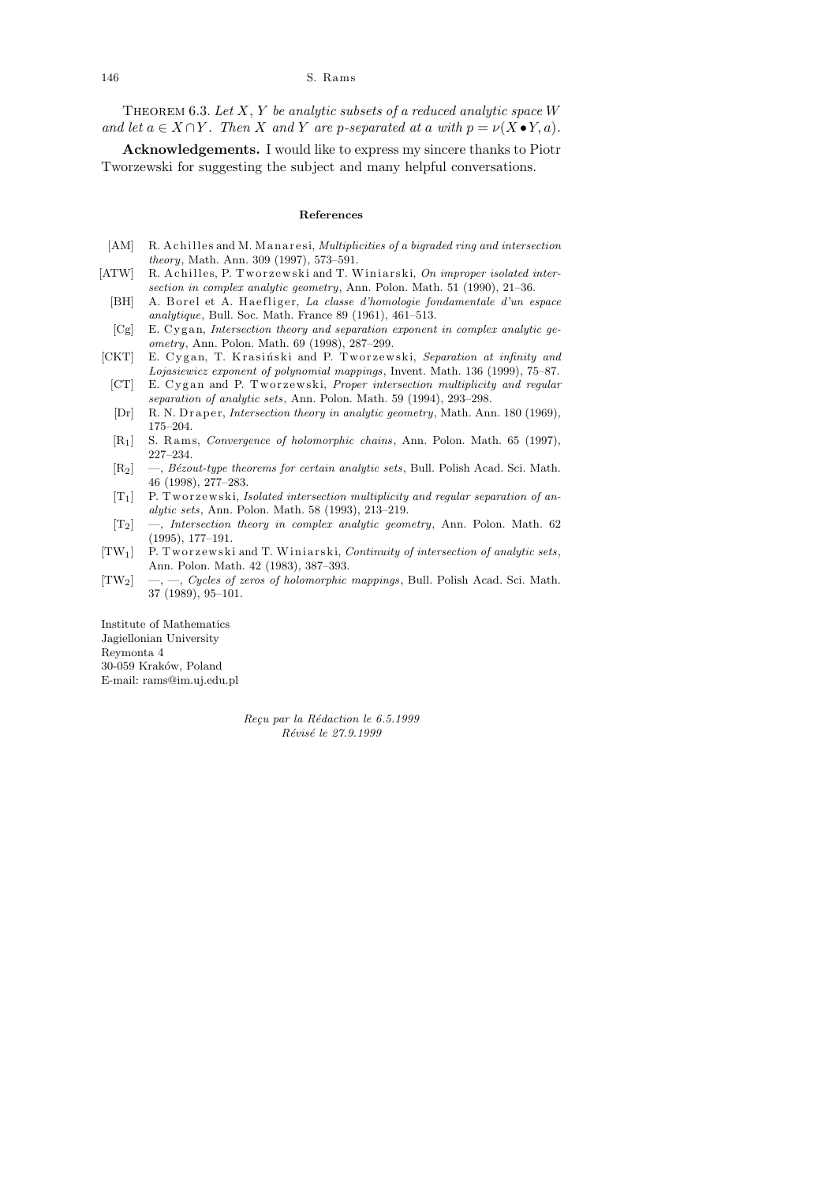Theorem 6.3. *Let $X$, $Y$ be analytic subsets of a reduced analytic space $W$ and let $a \in X \cap Y$. Then $X$ and $Y$ are $p$-separated at $a$ with $p = \nu(X \bullet Y, a)$.*

**Acknowledgements.** I would like to express my sincere thanks to Piotr Tworzewski for suggesting the subject and many helpful conversations.

### References

- [AM] R. Achilles and M. Manaresi, *Multiplicities of a bigraded ring and intersection theory*, Math. Ann. 309 (1997), 573–591.
- [ATW] R. Achilles, P. Tworzewski and T. Winiarski, *On improper isolated intersection in complex analytic geometry*, Ann. Polon. Math. 51 (1990), 21–36.
- [BH] A. Borel et A. Haefliger, *La classe d'homologie fondamentale d'un espace analytique*, Bull. Soc. Math. France 89 (1961), 461–513.
- [Cg] E. Cygan, *Intersection theory and separation exponent in complex analytic geometry*, Ann. Polon. Math. 69 (1998), 287–299.
- [CKT] E. Cygan, T. Krasiński and P. Tworzewski, *Separation at infinity and Łojasiewicz exponent of polynomial mappings*, Invent. Math. 136 (1999), 75–87.
- [CT] E. Cygan and P. Tworzewski, *Proper intersection multiplicity and regular separation of analytic sets*, Ann. Polon. Math. 59 (1994), 293–298.
- [Dr] R. N. Draper, *Intersection theory in analytic geometry*, Math. Ann. 180 (1969), 175–204.
- [$R_1$] S. Rams, *Convergence of holomorphic chains*, Ann. Polon. Math. 65 (1997), 227–234.
- [$R_2$] —, *Bézout-type theorems for certain analytic sets*, Bull. Polish Acad. Sci. Math. 46 (1998), 277–283.
- [$T_1$] P. Tworzewski, *Isolated intersection multiplicity and regular separation of analytic sets*, Ann. Polon. Math. 58 (1993), 213–219.
- [$T_2$] —, *Intersection theory in complex analytic geometry*, Ann. Polon. Math. 62 (1995), 177–191.
- [$TW_1$] P. Tworzewski and T. Winiarski, *Continuity of intersection of analytic sets*, Ann. Polon. Math. 42 (1983), 387–393.
- [$TW_2$] —, —, *Cycles of zeros of holomorphic mappings*, Bull. Polish Acad. Sci. Math. 37 (1989), 95–101.

Institute of Mathematics
Jagiellonian University
Reymonta 4
30-059 Kraków, Poland
E-mail: rams@im.uj.edu.pl

*Reçu par la Rédaction le 6.5.1999*
*Révisé le 27.9.1999*